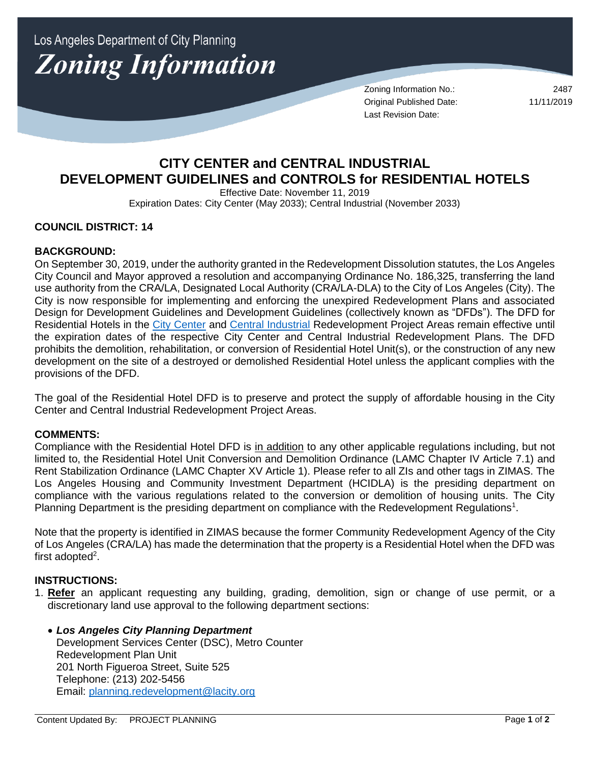Los Angeles Department of City Planning

# *Zoning Information*

Zoning Information No.: 2487
Original Published Date: 11/11/2019
Last Revision Date:

## CITY CENTER and CENTRAL INDUSTRIAL DEVELOPMENT GUIDELINES and CONTROLS for RESIDENTIAL HOTELS

Effective Date: November 11, 2019
Expiration Dates: City Center (May 2033); Central Industrial (November 2033)

### COUNCIL DISTRICT: 14

### BACKGROUND:

On September 30, 2019, under the authority granted in the Redevelopment Dissolution statutes, the Los Angeles City Council and Mayor approved a resolution and accompanying Ordinance No. 186,325, transferring the land use authority from the CRA/LA, Designated Local Authority (CRA/LA-DLA) to the City of Los Angeles (City). The City is now responsible for implementing and enforcing the unexpired Redevelopment Plans and associated Design for Development Guidelines and Development Guidelines (collectively known as "DFDs"). The DFD for Residential Hotels in the City Center and Central Industrial Redevelopment Project Areas remain effective until the expiration dates of the respective City Center and Central Industrial Redevelopment Plans. The DFD prohibits the demolition, rehabilitation, or conversion of Residential Hotel Unit(s), or the construction of any new development on the site of a destroyed or demolished Residential Hotel unless the applicant complies with the provisions of the DFD.

The goal of the Residential Hotel DFD is to preserve and protect the supply of affordable housing in the City Center and Central Industrial Redevelopment Project Areas.

### COMMENTS:

Compliance with the Residential Hotel DFD is in addition to any other applicable regulations including, but not limited to, the Residential Hotel Unit Conversion and Demolition Ordinance (LAMC Chapter IV Article 7.1) and Rent Stabilization Ordinance (LAMC Chapter XV Article 1). Please refer to all ZIs and other tags in ZIMAS. The Los Angeles Housing and Community Investment Department (HCIDLA) is the presiding department on compliance with the various regulations related to the conversion or demolition of housing units. The City Planning Department is the presiding department on compliance with the Redevelopment Regulations[1].

Note that the property is identified in ZIMAS because the former Community Redevelopment Agency of the City of Los Angeles (CRA/LA) has made the determination that the property is a Residential Hotel when the DFD was first adopted[2].

### INSTRUCTIONS:

1. **Refer** an applicant requesting any building, grading, demolition, sign or change of use permit, or a discretionary land use approval to the following department sections:

   - ***Los Angeles City Planning Department***
     Development Services Center (DSC), Metro Counter
     Redevelopment Plan Unit
     201 North Figueroa Street, Suite 525
     Telephone: (213) 202-5456
     Email: planning.redevelopment@lacity.org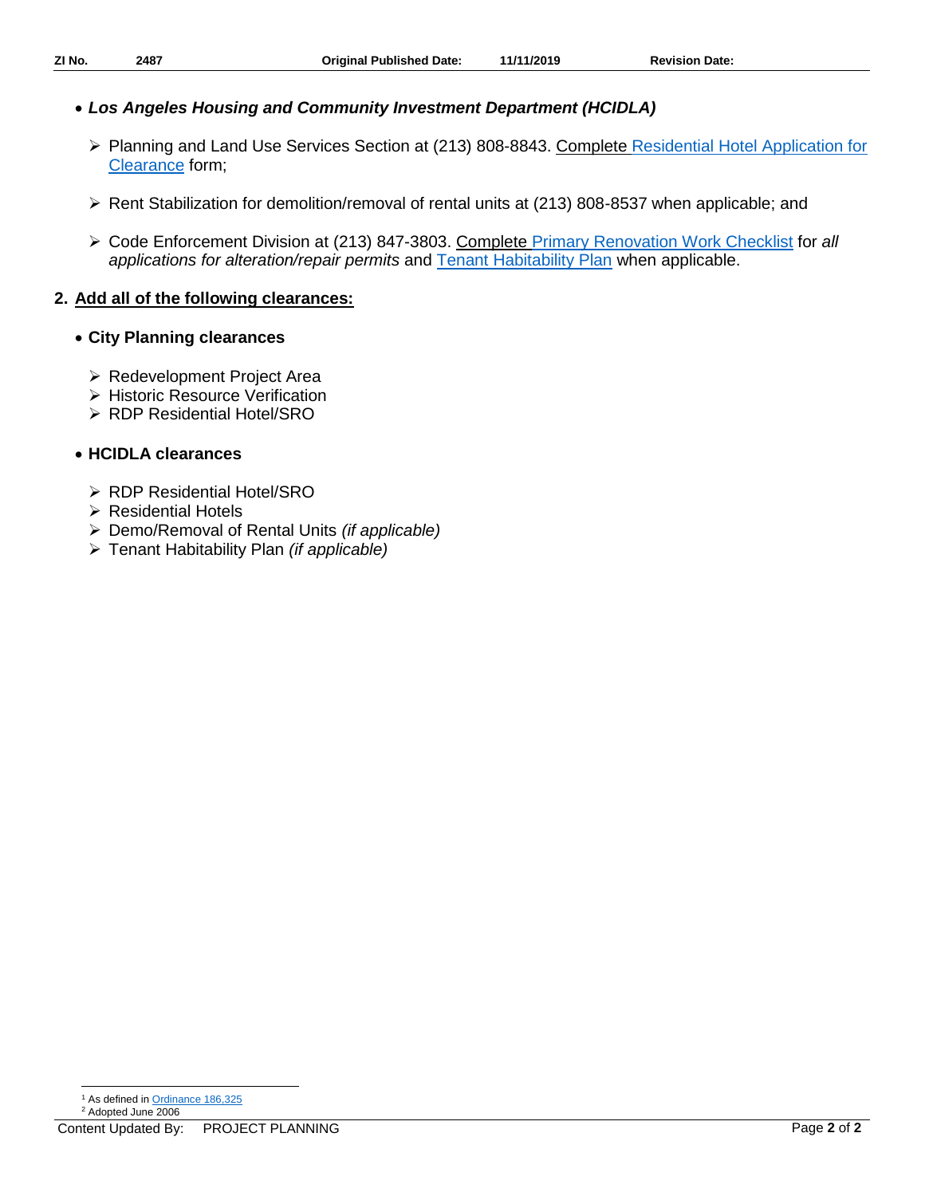- ***Los Angeles Housing and Community Investment Department (HCIDLA)***
  - Planning and Land Use Services Section at (213) 808-8843. Complete Residential Hotel Application for Clearance form;
  - Rent Stabilization for demolition/removal of rental units at (213) 808-8537 when applicable; and
  - Code Enforcement Division at (213) 847-3803. Complete Primary Renovation Work Checklist for *all applications for alteration/repair permits* and Tenant Habitability Plan when applicable.

2. **Add all of the following clearances:**

- **City Planning clearances**
  - Redevelopment Project Area
  - Historic Resource Verification
  - RDP Residential Hotel/SRO

- **HCIDLA clearances**
  - RDP Residential Hotel/SRO
  - Residential Hotels
  - Demo/Removal of Rental Units *(if applicable)*
  - Tenant Habitability Plan *(if applicable)*

---

[1] As defined in Ordinance 186,325

[2] Adopted June 2006

Content Updated By: PROJECT PLANNING